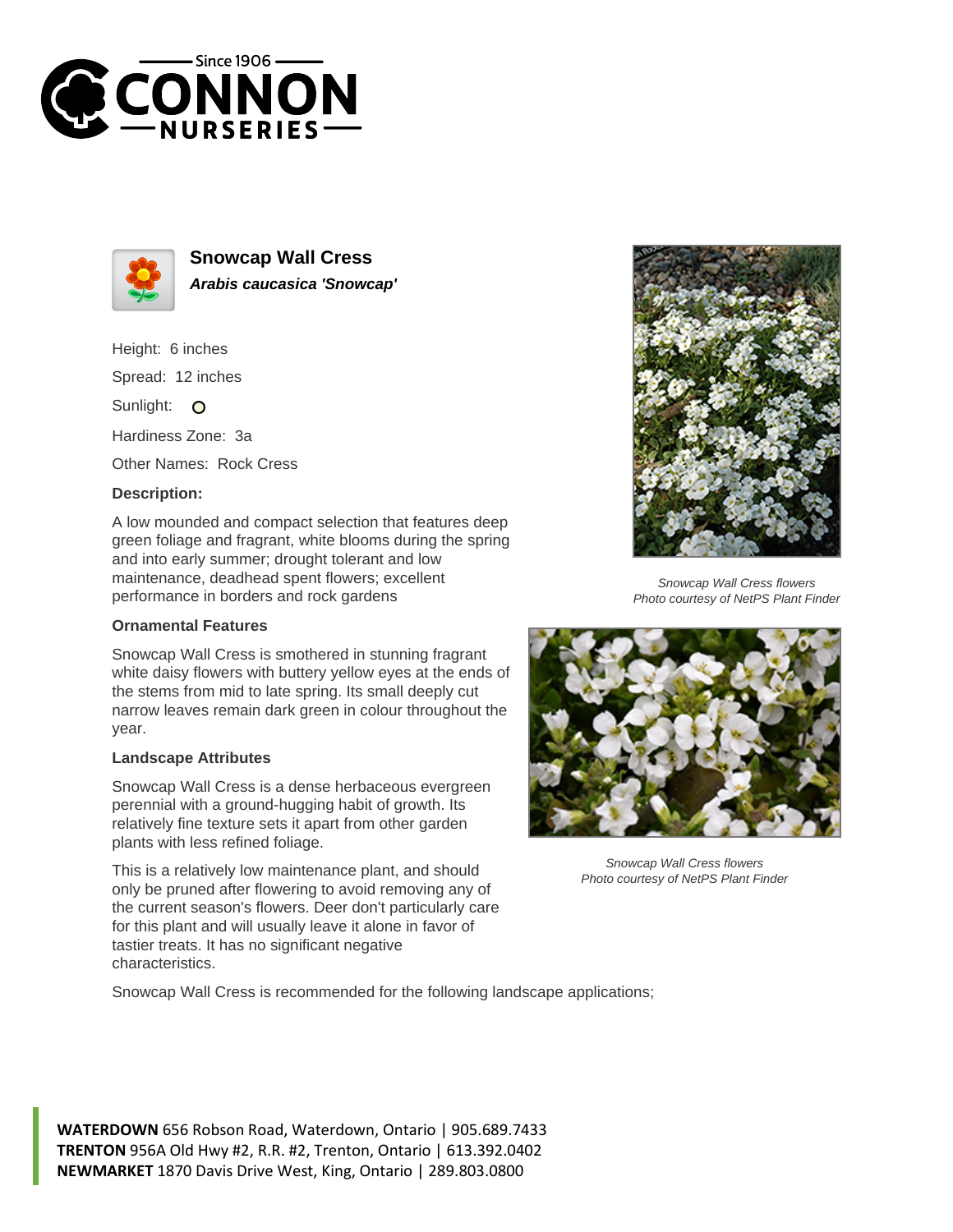# Snowcap Wall Cress

***Arabis caucasica 'Snowcap'***

Height: 6 inches

Spread: 12 inches

Sunlight: O

Hardiness Zone: 3a

Other Names: Rock Cress

### Description:

A low mounded and compact selection that features deep green foliage and fragrant, white blooms during the spring and into early summer; drought tolerant and low maintenance, deadhead spent flowers; excellent performance in borders and rock gardens

*Snowcap Wall Cress flowers*
*Photo courtesy of NetPS Plant Finder*

### Ornamental Features

Snowcap Wall Cress is smothered in stunning fragrant white daisy flowers with buttery yellow eyes at the ends of the stems from mid to late spring. Its small deeply cut narrow leaves remain dark green in colour throughout the year.

*Snowcap Wall Cress flowers*
*Photo courtesy of NetPS Plant Finder*

### Landscape Attributes

Snowcap Wall Cress is a dense herbaceous evergreen perennial with a ground-hugging habit of growth. Its relatively fine texture sets it apart from other garden plants with less refined foliage.

This is a relatively low maintenance plant, and should only be pruned after flowering to avoid removing any of the current season's flowers. Deer don't particularly care for this plant and will usually leave it alone in favor of tastier treats. It has no significant negative characteristics.

Snowcap Wall Cress is recommended for the following landscape applications;

**WATERDOWN** 656 Robson Road, Waterdown, Ontario | 905.689.7433
**TRENTON** 956A Old Hwy #2, R.R. #2, Trenton, Ontario | 613.392.0402
**NEWMARKET** 1870 Davis Drive West, King, Ontario | 289.803.0800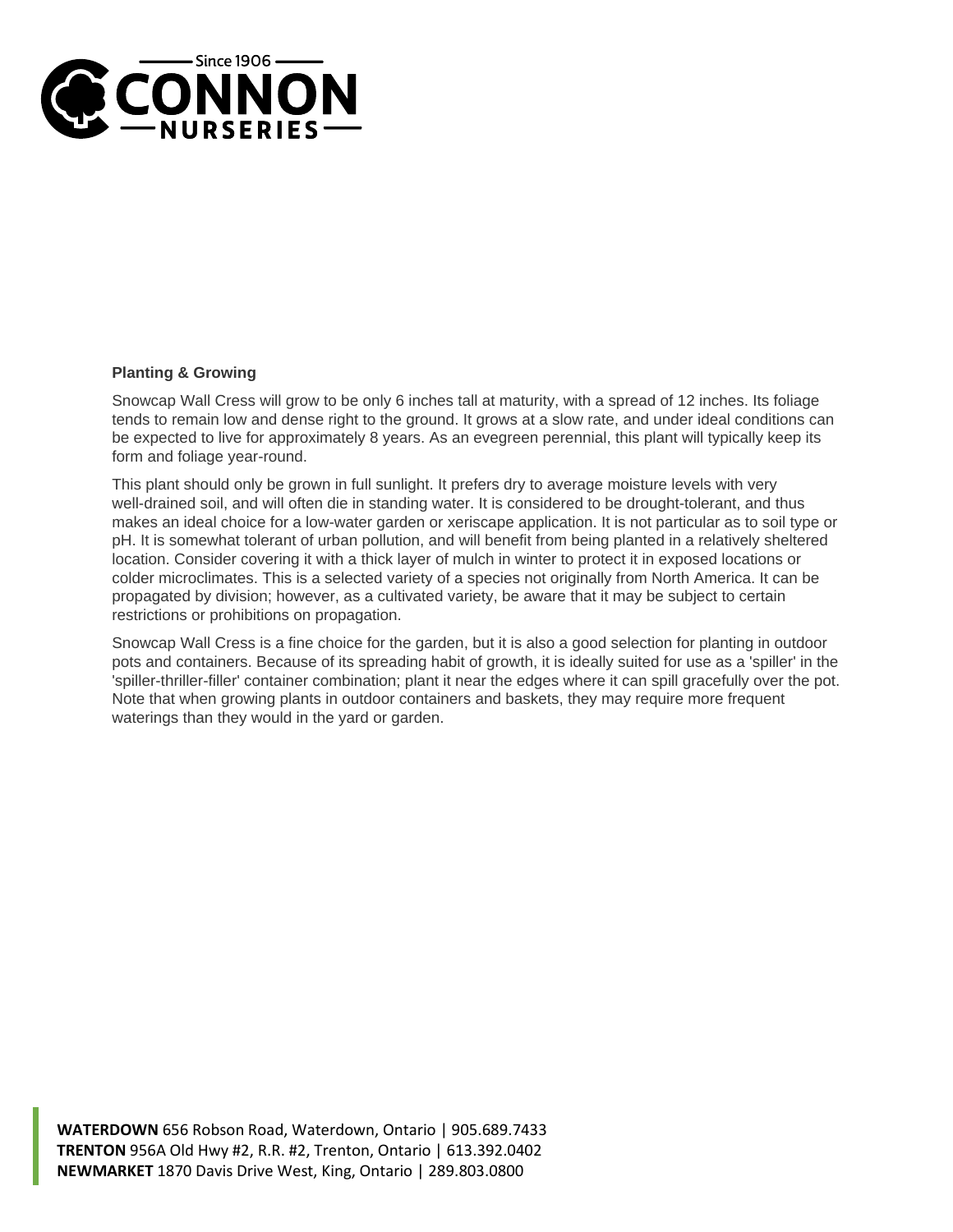**Planting & Growing**

Snowcap Wall Cress will grow to be only 6 inches tall at maturity, with a spread of 12 inches. Its foliage tends to remain low and dense right to the ground. It grows at a slow rate, and under ideal conditions can be expected to live for approximately 8 years. As an evegreen perennial, this plant will typically keep its form and foliage year-round.

This plant should only be grown in full sunlight. It prefers dry to average moisture levels with very well-drained soil, and will often die in standing water. It is considered to be drought-tolerant, and thus makes an ideal choice for a low-water garden or xeriscape application. It is not particular as to soil type or pH. It is somewhat tolerant of urban pollution, and will benefit from being planted in a relatively sheltered location. Consider covering it with a thick layer of mulch in winter to protect it in exposed locations or colder microclimates. This is a selected variety of a species not originally from North America. It can be propagated by division; however, as a cultivated variety, be aware that it may be subject to certain restrictions or prohibitions on propagation.

Snowcap Wall Cress is a fine choice for the garden, but it is also a good selection for planting in outdoor pots and containers. Because of its spreading habit of growth, it is ideally suited for use as a 'spiller' in the 'spiller-thriller-filler' container combination; plant it near the edges where it can spill gracefully over the pot. Note that when growing plants in outdoor containers and baskets, they may require more frequent waterings than they would in the yard or garden.